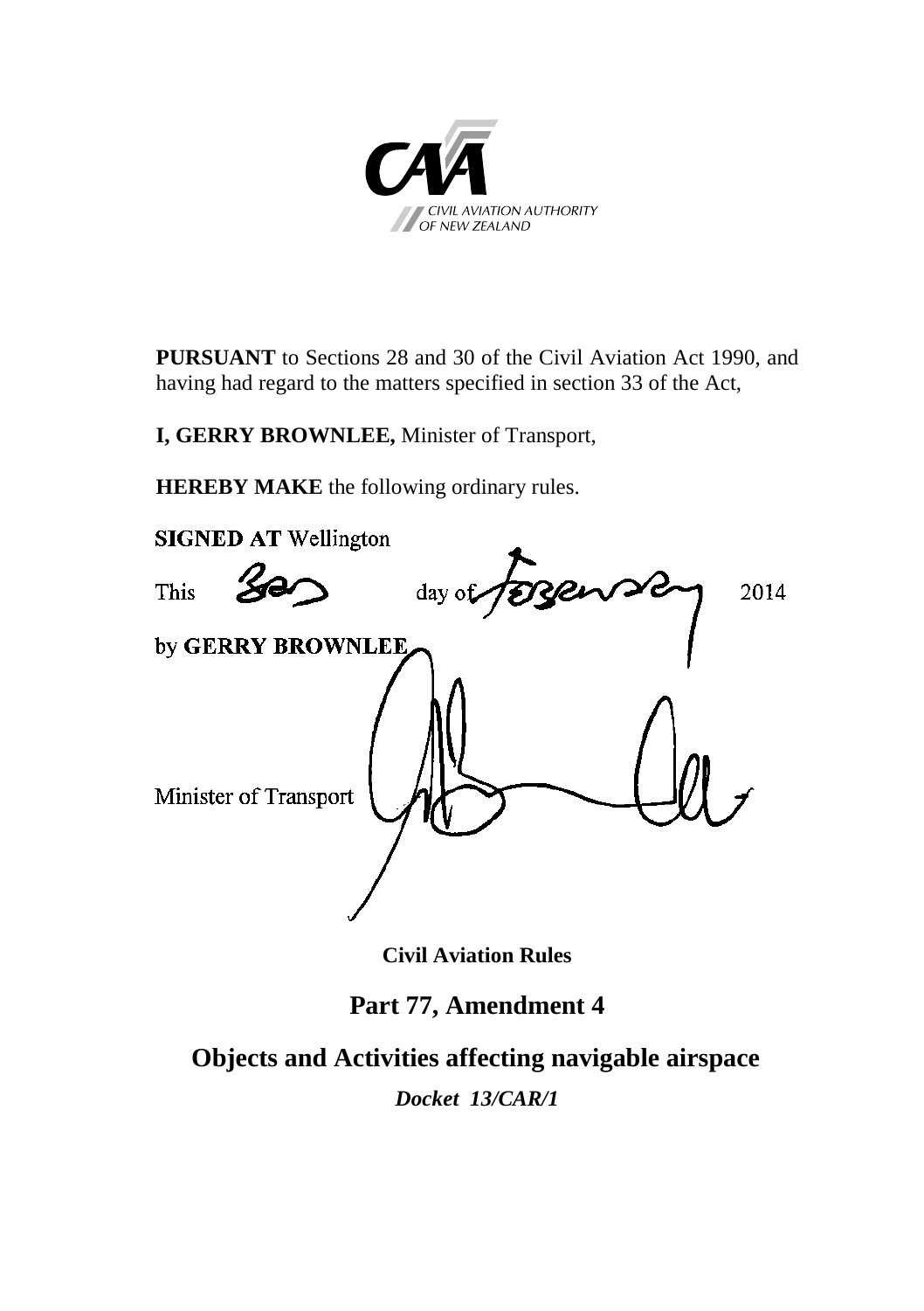CIVIL AVIATION AUTHORITY
OF NEW ZEALAND

**PURSUANT** to Sections 28 and 30 of the Civil Aviation Act 1990, and having had regard to the matters specified in section 33 of the Act,

**I, GERRY BROWNLEE,** Minister of Transport,

**HEREBY MAKE** the following ordinary rules.

**SIGNED AT** Wellington

This 3rd day of February 2014

by **GERRY BROWNLEE**

Minister of Transport

**Civil Aviation Rules**

# Part 77, Amendment 4

## Objects and Activities affecting navigable airspace

***Docket 13/CAR/1***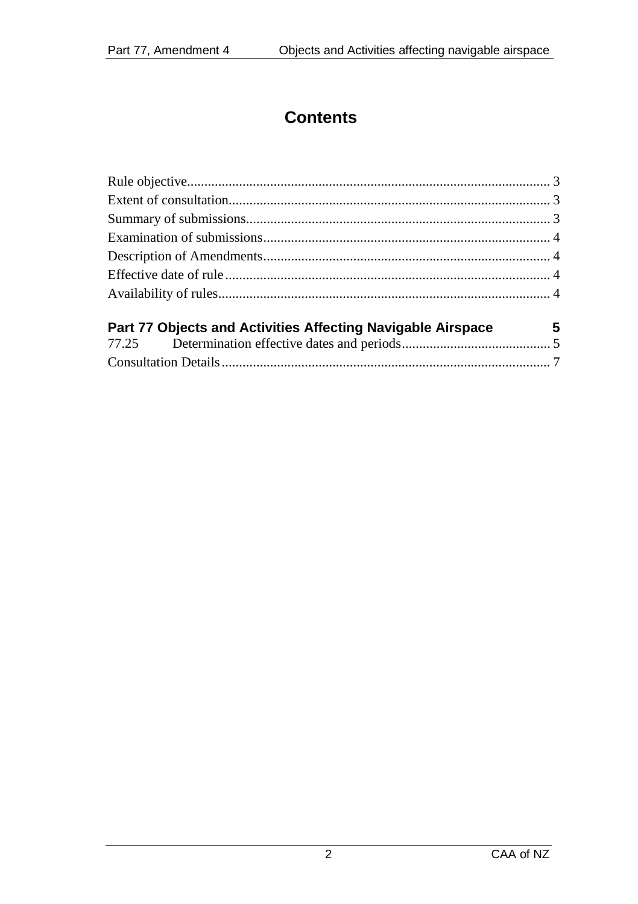# Contents

Rule objective........................................................................................................ 3
Extent of consultation............................................................................................ 3
Summary of submissions....................................................................................... 3
Examination of submissions.................................................................................. 4
Description of Amendments.................................................................................. 4
Effective date of rule............................................................................................. 4
Availability of rules............................................................................................... 4

**Part 77 Objects and Activities Affecting Navigable Airspace 5**

77.25 Determination effective dates and periods........................................... 5

Consultation Details.............................................................................................. 7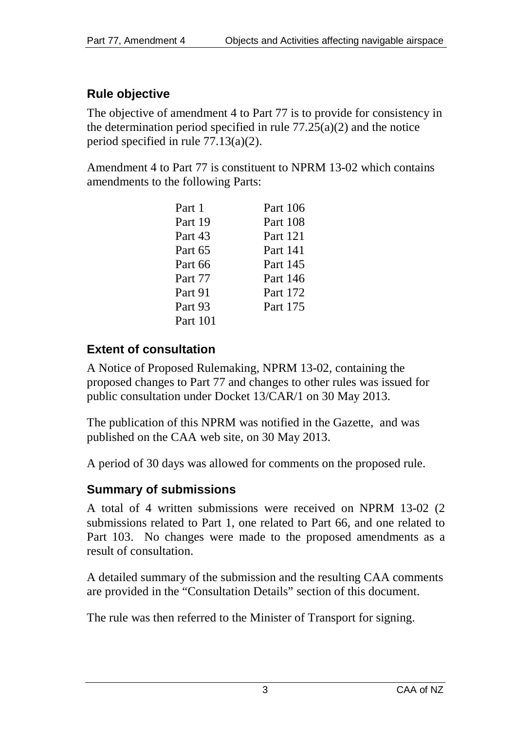## Rule objective

The objective of amendment 4 to Part 77 is to provide for consistency in the determination period specified in rule 77.25(a)(2) and the notice period specified in rule 77.13(a)(2).

Amendment 4 to Part 77 is constituent to NPRM 13-02 which contains amendments to the following Parts:

| | |
|---|---|
| Part 1 | Part 106 |
| Part 19 | Part 108 |
| Part 43 | Part 121 |
| Part 65 | Part 141 |
| Part 66 | Part 145 |
| Part 77 | Part 146 |
| Part 91 | Part 172 |
| Part 93 | Part 175 |
| Part 101 | |

## Extent of consultation

A Notice of Proposed Rulemaking, NPRM 13-02, containing the proposed changes to Part 77 and changes to other rules was issued for public consultation under Docket 13/CAR/1 on 30 May 2013.

The publication of this NPRM was notified in the Gazette, and was published on the CAA web site, on 30 May 2013.

A period of 30 days was allowed for comments on the proposed rule.

## Summary of submissions

A total of 4 written submissions were received on NPRM 13-02 (2 submissions related to Part 1, one related to Part 66, and one related to Part 103. No changes were made to the proposed amendments as a result of consultation.

A detailed summary of the submission and the resulting CAA comments are provided in the "Consultation Details" section of this document.

The rule was then referred to the Minister of Transport for signing.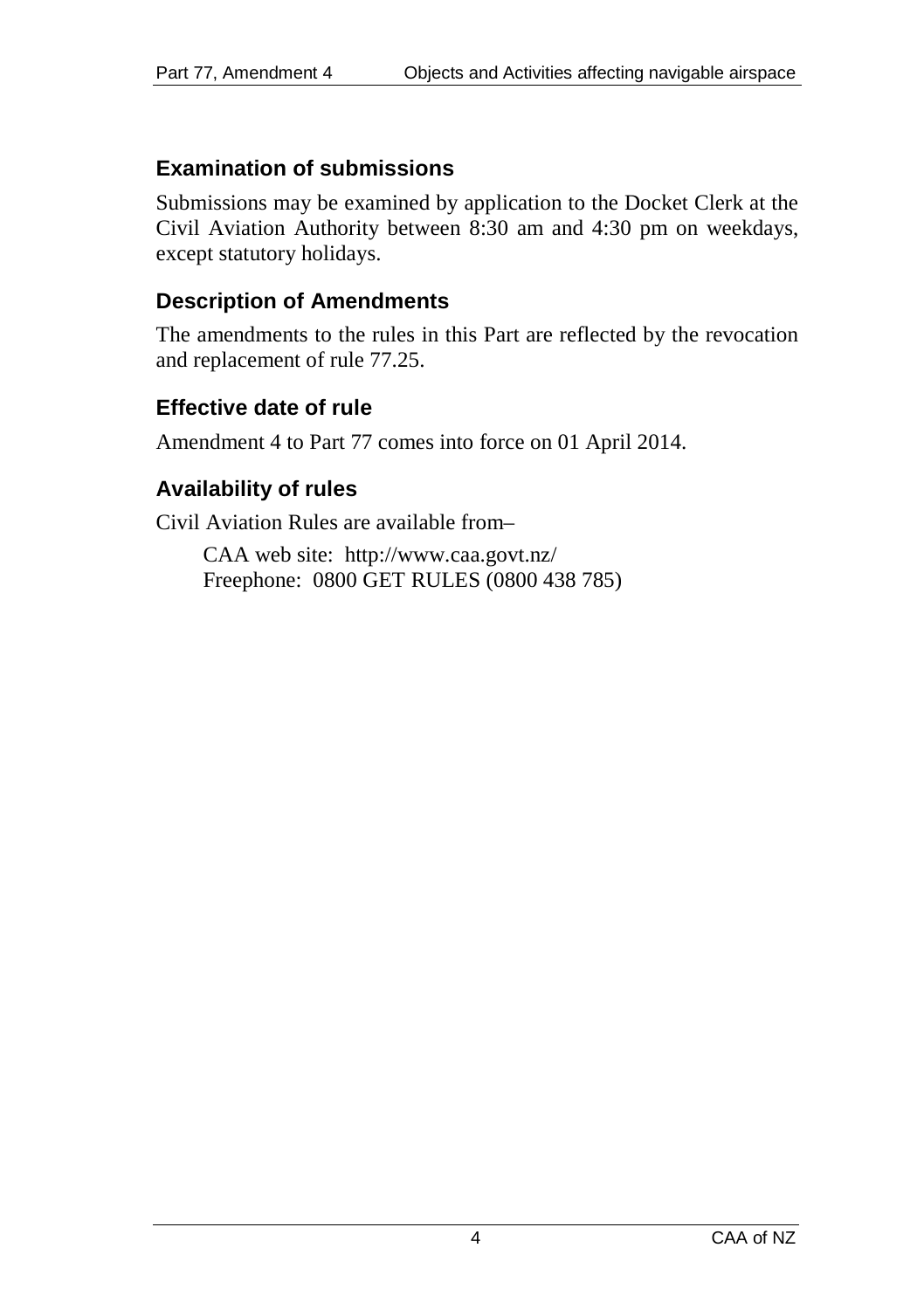## Examination of submissions

Submissions may be examined by application to the Docket Clerk at the Civil Aviation Authority between 8:30 am and 4:30 pm on weekdays, except statutory holidays.

## Description of Amendments

The amendments to the rules in this Part are reflected by the revocation and replacement of rule 77.25.

## Effective date of rule

Amendment 4 to Part 77 comes into force on 01 April 2014.

## Availability of rules

Civil Aviation Rules are available from–

CAA web site: http://www.caa.govt.nz/
Freephone: 0800 GET RULES (0800 438 785)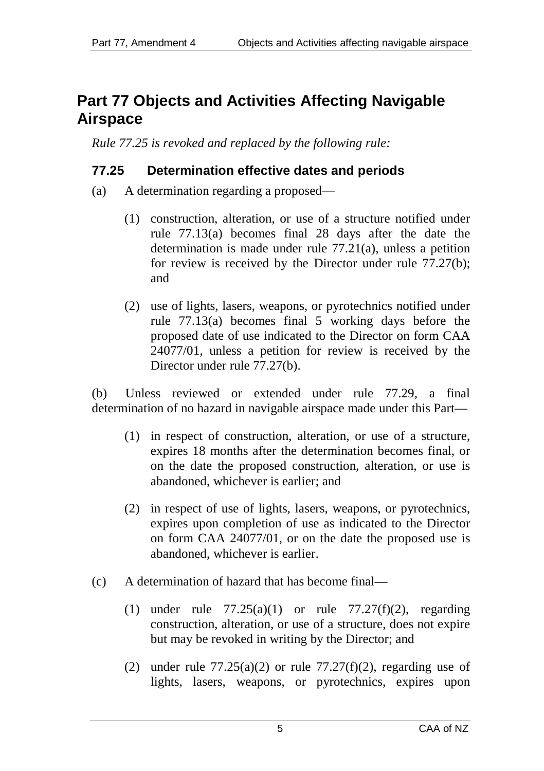# Part 77 Objects and Activities Affecting Navigable Airspace

*Rule 77.25 is revoked and replaced by the following rule:*

### 77.25 Determination effective dates and periods

(a) A determination regarding a proposed—

(1) construction, alteration, or use of a structure notified under rule 77.13(a) becomes final 28 days after the date the determination is made under rule 77.21(a), unless a petition for review is received by the Director under rule 77.27(b); and

(2) use of lights, lasers, weapons, or pyrotechnics notified under rule 77.13(a) becomes final 5 working days before the proposed date of use indicated to the Director on form CAA 24077/01, unless a petition for review is received by the Director under rule 77.27(b).

(b) Unless reviewed or extended under rule 77.29, a final determination of no hazard in navigable airspace made under this Part—

(1) in respect of construction, alteration, or use of a structure, expires 18 months after the determination becomes final, or on the date the proposed construction, alteration, or use is abandoned, whichever is earlier; and

(2) in respect of use of lights, lasers, weapons, or pyrotechnics, expires upon completion of use as indicated to the Director on form CAA 24077/01, or on the date the proposed use is abandoned, whichever is earlier.

(c) A determination of hazard that has become final—

(1) under rule 77.25(a)(1) or rule 77.27(f)(2), regarding construction, alteration, or use of a structure, does not expire but may be revoked in writing by the Director; and

(2) under rule 77.25(a)(2) or rule 77.27(f)(2), regarding use of lights, lasers, weapons, or pyrotechnics, expires upon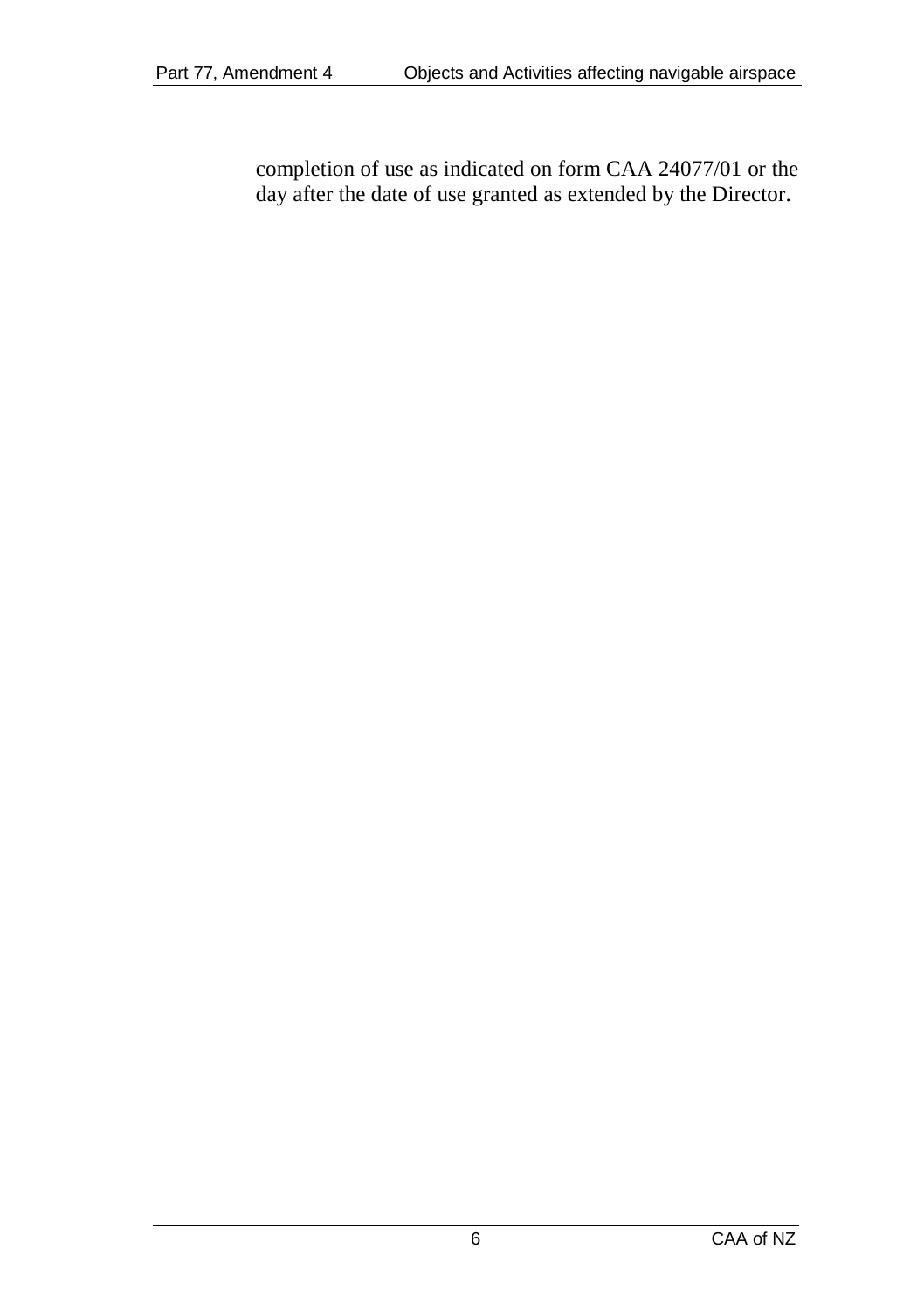completion of use as indicated on form CAA 24077/01 or the day after the date of use granted as extended by the Director.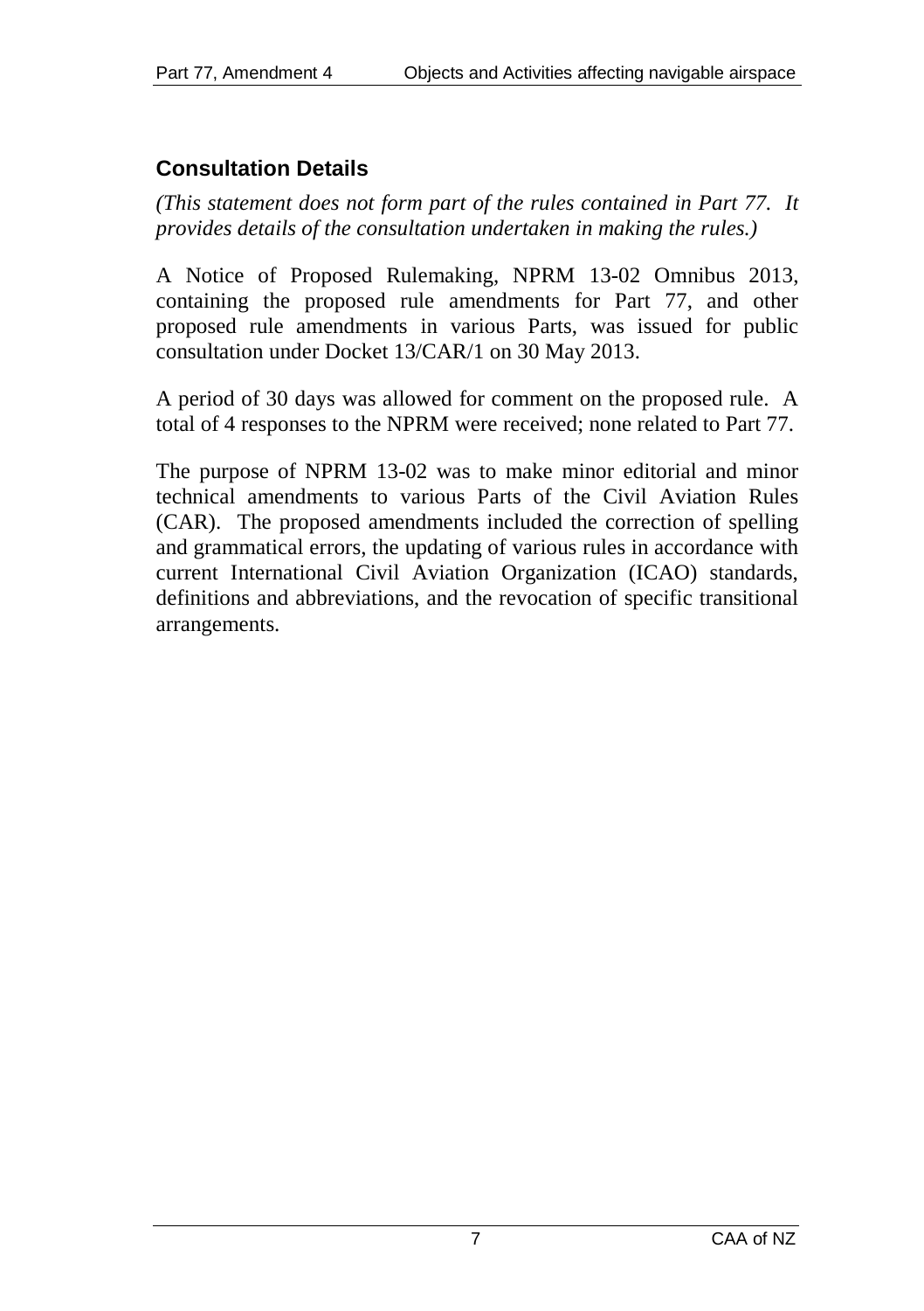## Consultation Details

*(This statement does not form part of the rules contained in Part 77. It provides details of the consultation undertaken in making the rules.)*

A Notice of Proposed Rulemaking, NPRM 13-02 Omnibus 2013, containing the proposed rule amendments for Part 77, and other proposed rule amendments in various Parts, was issued for public consultation under Docket 13/CAR/1 on 30 May 2013.

A period of 30 days was allowed for comment on the proposed rule. A total of 4 responses to the NPRM were received; none related to Part 77.

The purpose of NPRM 13-02 was to make minor editorial and minor technical amendments to various Parts of the Civil Aviation Rules (CAR). The proposed amendments included the correction of spelling and grammatical errors, the updating of various rules in accordance with current International Civil Aviation Organization (ICAO) standards, definitions and abbreviations, and the revocation of specific transitional arrangements.